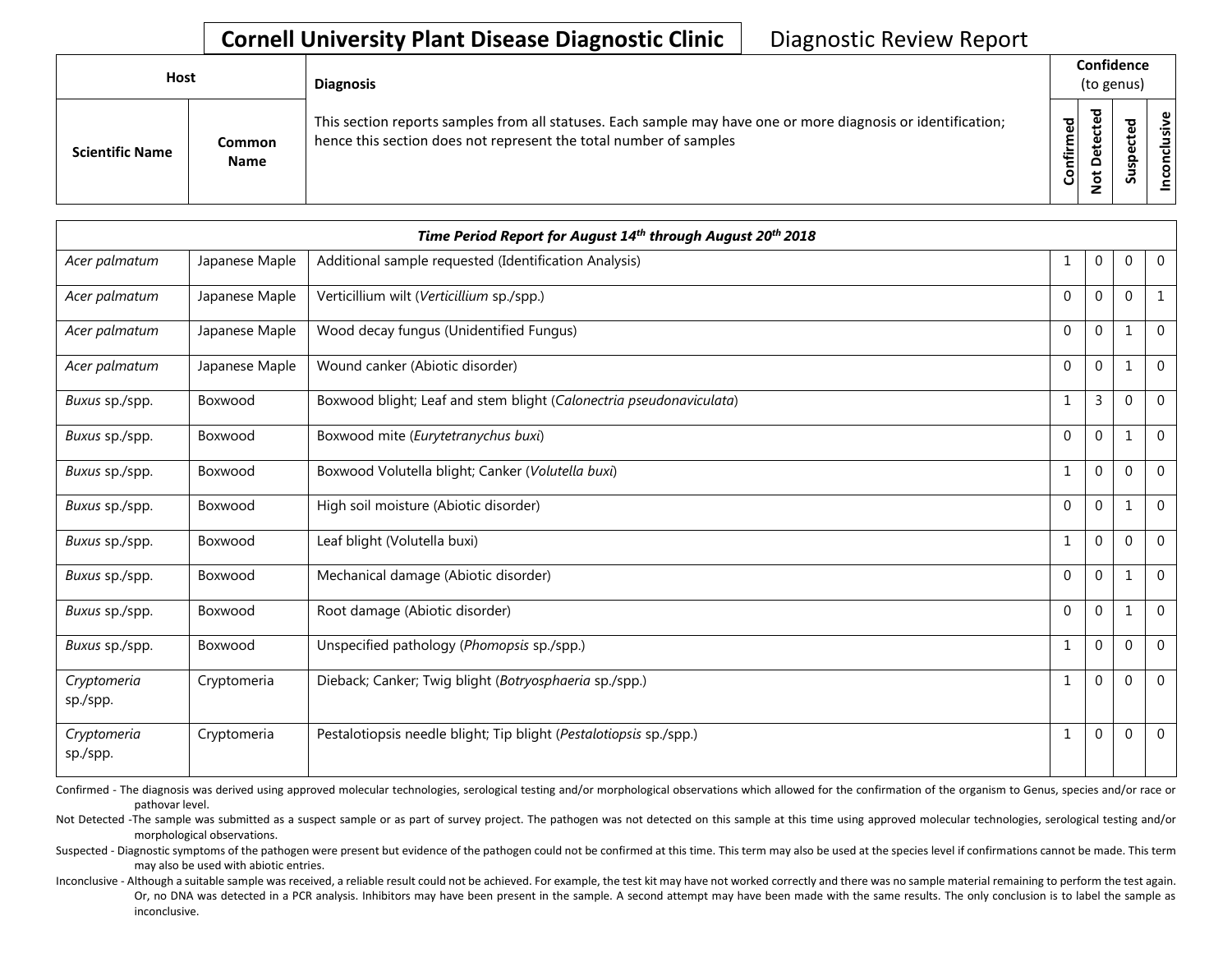# Cornell University Plant Disease Diagnostic Clinic — Diagnostic Review Report

| Host | | Diagnosis | Confidence (to genus) | | | |
|---|---|---|---|---|---|---|
| **Scientific Name** | **Common Name** | This section reports samples from all statuses. Each sample may have one or more diagnosis or identification; hence this section does not represent the total number of samples | **Confirmed** | **Not Detected** | **Suspected** | **Inconclusive** |
| ***Time Period Report for August 14th through August 20th 2018*** | | | | | | |
| *Acer palmatum* | Japanese Maple | Additional sample requested (Identification Analysis) | 1 | 0 | 0 | 0 |
| *Acer palmatum* | Japanese Maple | Verticillium wilt (*Verticillium* sp./spp.) | 0 | 0 | 0 | 1 |
| *Acer palmatum* | Japanese Maple | Wood decay fungus (Unidentified Fungus) | 0 | 0 | 1 | 0 |
| *Acer palmatum* | Japanese Maple | Wound canker (Abiotic disorder) | 0 | 0 | 1 | 0 |
| *Buxus* sp./spp. | Boxwood | Boxwood blight; Leaf and stem blight (*Calonectria pseudonaviculata*) | 1 | 3 | 0 | 0 |
| *Buxus* sp./spp. | Boxwood | Boxwood mite (*Eurytetranychus buxi*) | 0 | 0 | 1 | 0 |
| *Buxus* sp./spp. | Boxwood | Boxwood Volutella blight; Canker (*Volutella buxi*) | 1 | 0 | 0 | 0 |
| *Buxus* sp./spp. | Boxwood | High soil moisture (Abiotic disorder) | 0 | 0 | 1 | 0 |
| *Buxus* sp./spp. | Boxwood | Leaf blight (Volutella buxi) | 1 | 0 | 0 | 0 |
| *Buxus* sp./spp. | Boxwood | Mechanical damage (Abiotic disorder) | 0 | 0 | 1 | 0 |
| *Buxus* sp./spp. | Boxwood | Root damage (Abiotic disorder) | 0 | 0 | 1 | 0 |
| *Buxus* sp./spp. | Boxwood | Unspecified pathology (*Phomopsis* sp./spp.) | 1 | 0 | 0 | 0 |
| *Cryptomeria* sp./spp. | Cryptomeria | Dieback; Canker; Twig blight (*Botryosphaeria* sp./spp.) | 1 | 0 | 0 | 0 |
| *Cryptomeria* sp./spp. | Cryptomeria | Pestalotiopsis needle blight; Tip blight (*Pestalotiopsis* sp./spp.) | 1 | 0 | 0 | 0 |

Confirmed - The diagnosis was derived using approved molecular technologies, serological testing and/or morphological observations which allowed for the confirmation of the organism to Genus, species and/or race or pathovar level.

Not Detected -The sample was submitted as a suspect sample or as part of survey project. The pathogen was not detected on this sample at this time using approved molecular technologies, serological testing and/or morphological observations.

Suspected - Diagnostic symptoms of the pathogen were present but evidence of the pathogen could not be confirmed at this time. This term may also be used at the species level if confirmations cannot be made. This term may also be used with abiotic entries.

Inconclusive - Although a suitable sample was received, a reliable result could not be achieved. For example, the test kit may have not worked correctly and there was no sample material remaining to perform the test again. Or, no DNA was detected in a PCR analysis. Inhibitors may have been present in the sample. A second attempt may have been made with the same results. The only conclusion is to label the sample as inconclusive.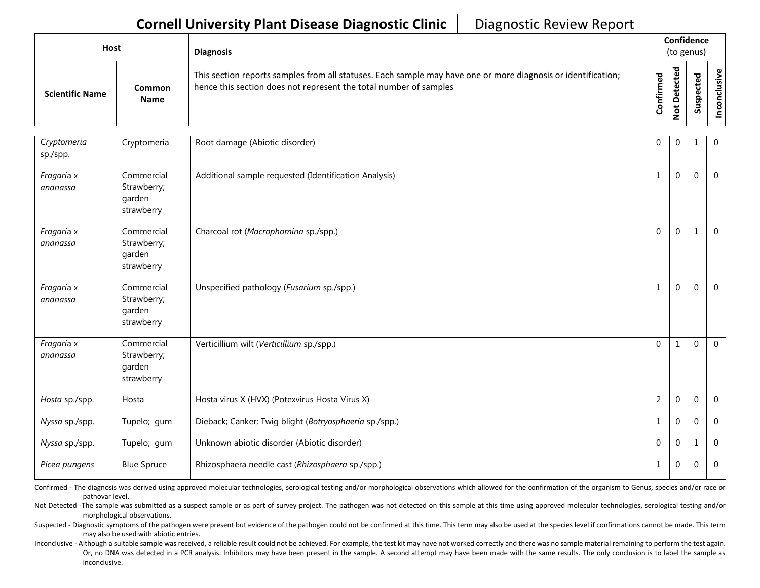# Cornell University Plant Disease Diagnostic Clinic

Diagnostic Review Report

| Host | | Diagnosis | Confidence (to genus) | | | |
|---|---|---|---|---|---|---|
| Scientific Name | Common Name | This section reports samples from all statuses. Each sample may have one or more diagnosis or identification; hence this section does not represent the total number of samples | Confirmed | Not Detected | Suspected | Inconclusive |
| *Cryptomeria* sp./spp. | Cryptomeria | Root damage (Abiotic disorder) | 0 | 0 | 1 | 0 |
| *Fragaria* x *ananassa* | Commercial Strawberry; garden strawberry | Additional sample requested (Identification Analysis) | 1 | 0 | 0 | 0 |
| *Fragaria* x *ananassa* | Commercial Strawberry; garden strawberry | Charcoal rot (*Macrophomina* sp./spp.) | 0 | 0 | 1 | 0 |
| *Fragaria* x *ananassa* | Commercial Strawberry; garden strawberry | Unspecified pathology (*Fusarium* sp./spp.) | 1 | 0 | 0 | 0 |
| *Fragaria* x *ananassa* | Commercial Strawberry; garden strawberry | Verticillium wilt (*Verticillium* sp./spp.) | 0 | 1 | 0 | 0 |
| *Hosta* sp./spp. | Hosta | Hosta virus X (HVX) (Potexvirus Hosta Virus X) | 2 | 0 | 0 | 0 |
| *Nyssa* sp./spp. | Tupelo; gum | Dieback; Canker; Twig blight (*Botryosphaeria* sp./spp.) | 1 | 0 | 0 | 0 |
| *Nyssa* sp./spp. | Tupelo; gum | Unknown abiotic disorder (Abiotic disorder) | 0 | 0 | 1 | 0 |
| *Picea pungens* | Blue Spruce | Rhizosphaera needle cast (*Rhizosphaera* sp./spp.) | 1 | 0 | 0 | 0 |

Confirmed - The diagnosis was derived using approved molecular technologies, serological testing and/or morphological observations which allowed for the confirmation of the organism to Genus, species and/or race or pathovar level.

Not Detected -The sample was submitted as a suspect sample or as part of survey project. The pathogen was not detected on this sample at this time using approved molecular technologies, serological testing and/or morphological observations.

Suspected - Diagnostic symptoms of the pathogen were present but evidence of the pathogen could not be confirmed at this time. This term may also be used at the species level if confirmations cannot be made. This term may also be used with abiotic entries.

Inconclusive - Although a suitable sample was received, a reliable result could not be achieved. For example, the test kit may have not worked correctly and there was no sample material remaining to perform the test again. Or, no DNA was detected in a PCR analysis. Inhibitors may have been present in the sample. A second attempt may have been made with the same results. The only conclusion is to label the sample as inconclusive.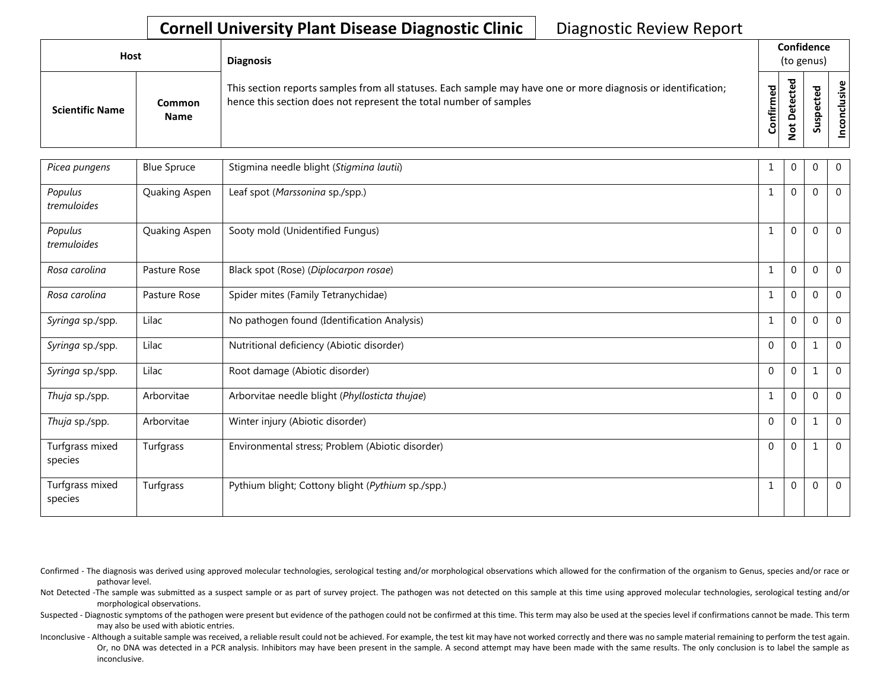**Cornell University Plant Disease Diagnostic Clinic** Diagnostic Review Report

| Host | | Diagnosis | Confidence (to genus) | | | |
|---|---|---|---|---|---|---|
| **Scientific Name** | **Common Name** | This section reports samples from all statuses. Each sample may have one or more diagnosis or identification; hence this section does not represent the total number of samples | **Confirmed** | **Not Detected** | **Suspected** | **Inconclusive** |
| *Picea pungens* | Blue Spruce | Stigmina needle blight (*Stigmina lautii*) | 1 | 0 | 0 | 0 |
| *Populus tremuloides* | Quaking Aspen | Leaf spot (*Marssonina* sp./spp.) | 1 | 0 | 0 | 0 |
| *Populus tremuloides* | Quaking Aspen | Sooty mold (Unidentified Fungus) | 1 | 0 | 0 | 0 |
| *Rosa carolina* | Pasture Rose | Black spot (Rose) (*Diplocarpon rosae*) | 1 | 0 | 0 | 0 |
| *Rosa carolina* | Pasture Rose | Spider mites (Family Tetranychidae) | 1 | 0 | 0 | 0 |
| *Syringa* sp./spp. | Lilac | No pathogen found (Identification Analysis) | 1 | 0 | 0 | 0 |
| *Syringa* sp./spp. | Lilac | Nutritional deficiency (Abiotic disorder) | 0 | 0 | 1 | 0 |
| *Syringa* sp./spp. | Lilac | Root damage (Abiotic disorder) | 0 | 0 | 1 | 0 |
| *Thuja* sp./spp. | Arborvitae | Arborvitae needle blight (*Phyllosticta thujae*) | 1 | 0 | 0 | 0 |
| *Thuja* sp./spp. | Arborvitae | Winter injury (Abiotic disorder) | 0 | 0 | 1 | 0 |
| Turfgrass mixed species | Turfgrass | Environmental stress; Problem (Abiotic disorder) | 0 | 0 | 1 | 0 |
| Turfgrass mixed species | Turfgrass | Pythium blight; Cottony blight (*Pythium* sp./spp.) | 1 | 0 | 0 | 0 |

Confirmed - The diagnosis was derived using approved molecular technologies, serological testing and/or morphological observations which allowed for the confirmation of the organism to Genus, species and/or race or pathovar level.

Not Detected -The sample was submitted as a suspect sample or as part of survey project. The pathogen was not detected on this sample at this time using approved molecular technologies, serological testing and/or morphological observations.

Suspected - Diagnostic symptoms of the pathogen were present but evidence of the pathogen could not be confirmed at this time. This term may also be used at the species level if confirmations cannot be made. This term may also be used with abiotic entries.

Inconclusive - Although a suitable sample was received, a reliable result could not be achieved. For example, the test kit may have not worked correctly and there was no sample material remaining to perform the test again. Or, no DNA was detected in a PCR analysis. Inhibitors may have been present in the sample. A second attempt may have been made with the same results. The only conclusion is to label the sample as inconclusive.